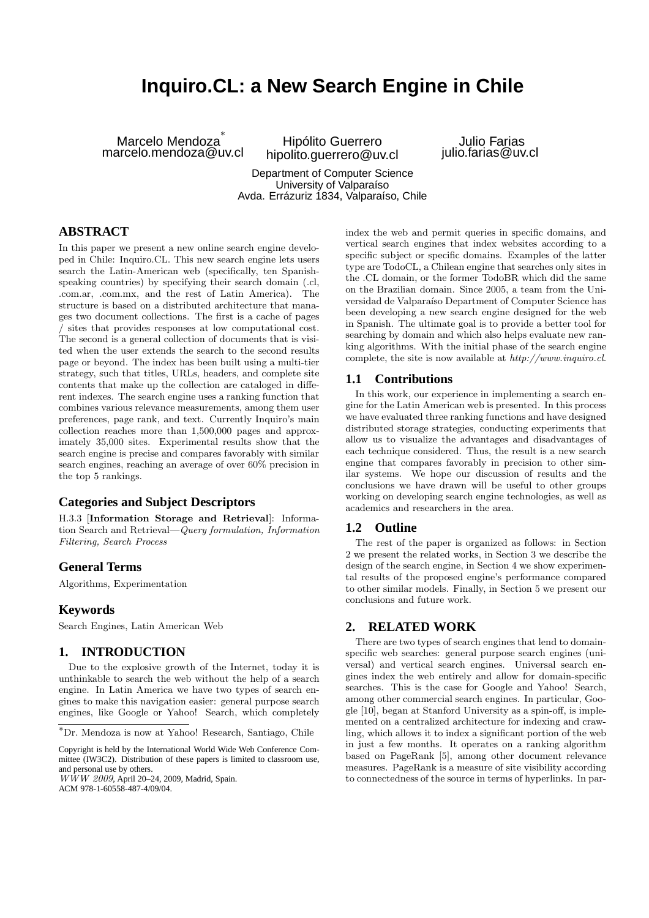# Inquiro.CL: a New Search Engine in Chile

Marcelo Mendoza[*]
marcelo.mendoza@uv.cl

Hipólito Guerrero
hipolito.guerrero@uv.cl

Julio Farias
julio.farias@uv.cl

Department of Computer Science
University of Valparaíso
Avda. Errázuriz 1834, Valparaíso, Chile

## ABSTRACT

In this paper we present a new online search engine developed in Chile: Inquiro.CL. This new search engine lets users search the Latin-American web (specifically, ten Spanish-speaking countries) by specifying their search domain (.cl, .com.ar, .com.mx, and the rest of Latin America). The structure is based on a distributed architecture that manages two document collections. The first is a cache of pages / sites that provides responses at low computational cost. The second is a general collection of documents that is visited when the user extends the search to the second results page or beyond. The index has been built using a multi-tier strategy, such that titles, URLs, headers, and complete site contents that make up the collection are cataloged in different indexes. The search engine uses a ranking function that combines various relevance measurements, among them user preferences, page rank, and text. Currently Inquiro's main collection reaches more than 1,500,000 pages and approximately 35,000 sites. Experimental results show that the search engine is precise and compares favorably with similar search engines, reaching an average of over 60% precision in the top 5 rankings.

### Categories and Subject Descriptors

H.3.3 [**Information Storage and Retrieval**]: Information Search and Retrieval—*Query formulation, Information Filtering, Search Process*

### General Terms

Algorithms, Experimentation

### Keywords

Search Engines, Latin American Web

## 1. INTRODUCTION

Due to the explosive growth of the Internet, today it is unthinkable to search the web without the help of a search engine. In Latin America we have two types of search engines to make this navigation easier: general purpose search engines, like Google or Yahoo! Search, which completely index the web and permit queries in specific domains, and vertical search engines that index websites according to a specific subject or specific domains. Examples of the latter type are TodoCL, a Chilean engine that searches only sites in the .CL domain, or the former TodoBR which did the same on the Brazilian domain. Since 2005, a team from the Universidad de Valparaíso Department of Computer Science has been developing a new search engine designed for the web in Spanish. The ultimate goal is to provide a better tool for searching by domain and which also helps evaluate new ranking algorithms. With the initial phase of the search engine complete, the site is now available at *http://www.inquiro.cl*.

### 1.1 Contributions

In this work, our experience in implementing a search engine for the Latin American web is presented. In this process we have evaluated three ranking functions and have designed distributed storage strategies, conducting experiments that allow us to visualize the advantages and disadvantages of each technique considered. Thus, the result is a new search engine that compares favorably in precision to other similar systems. We hope our discussion of results and the conclusions we have drawn will be useful to other groups working on developing search engine technologies, as well as academics and researchers in the area.

### 1.2 Outline

The rest of the paper is organized as follows: in Section 2 we present the related works, in Section 3 we describe the design of the search engine, in Section 4 we show experimental results of the proposed engine's performance compared to other similar models. Finally, in Section 5 we present our conclusions and future work.

## 2. RELATED WORK

There are two types of search engines that lend to domain-specific web searches: general purpose search engines (universal) and vertical search engines. Universal search engines index the web entirely and allow for domain-specific searches. This is the case for Google and Yahoo! Search, among other commercial search engines. In particular, Google [10], began at Stanford University as a spin-off, is implemented on a centralized architecture for indexing and crawling, which allows it to index a significant portion of the web in just a few months. It operates on a ranking algorithm based on PageRank [5], among other document relevance measures. PageRank is a measure of site visibility according to connectedness of the source in terms of hyperlinks. In par-

[*]Dr. Mendoza is now at Yahoo! Research, Santiago, Chile

Copyright is held by the International World Wide Web Conference Committee (IW3C2). Distribution of these papers is limited to classroom use, and personal use by others.
*WWW 2009*, April 20–24, 2009, Madrid, Spain.
ACM 978-1-60558-487-4/09/04.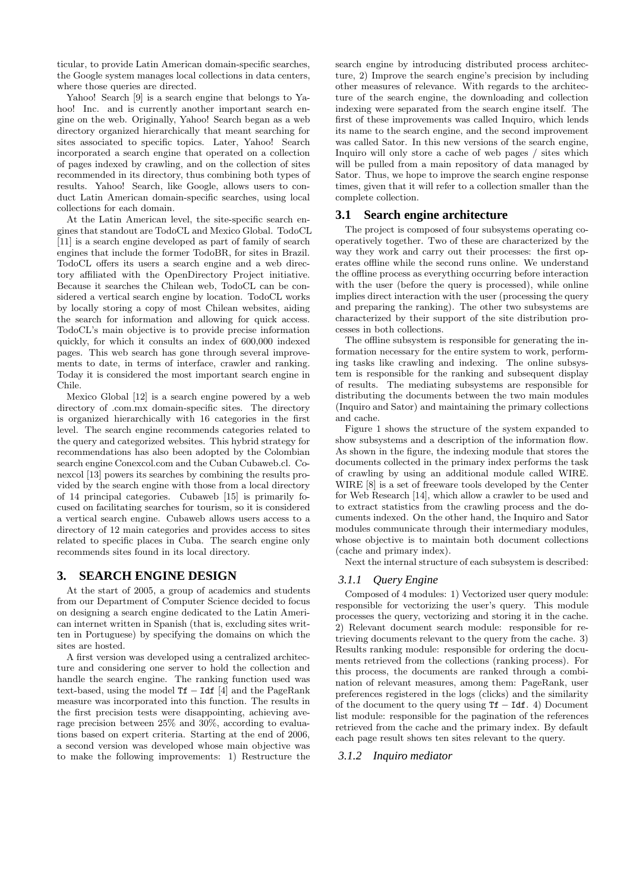ticular, to provide Latin American domain-specific searches, the Google system manages local collections in data centers, where those queries are directed.

Yahoo! Search [9] is a search engine that belongs to Yahoo! Inc. and is currently another important search engine on the web. Originally, Yahoo! Search began as a web directory organized hierarchically that meant searching for sites associated to specific topics. Later, Yahoo! Search incorporated a search engine that operated on a collection of pages indexed by crawling, and on the collection of sites recommended in its directory, thus combining both types of results. Yahoo! Search, like Google, allows users to conduct Latin American domain-specific searches, using local collections for each domain.

At the Latin American level, the site-specific search engines that standout are TodoCL and Mexico Global. TodoCL [11] is a search engine developed as part of family of search engines that include the former TodoBR, for sites in Brazil. TodoCL offers its users a search engine and a web directory affiliated with the OpenDirectory Project initiative. Because it searches the Chilean web, TodoCL can be considered a vertical search engine by location. TodoCL works by locally storing a copy of most Chilean websites, aiding the search for information and allowing for quick access. TodoCL's main objective is to provide precise information quickly, for which it consults an index of 600,000 indexed pages. This web search has gone through several improvements to date, in terms of interface, crawler and ranking. Today it is considered the most important search engine in Chile.

Mexico Global [12] is a search engine powered by a web directory of .com.mx domain-specific sites. The directory is organized hierarchically with 16 categories in the first level. The search engine recommends categories related to the query and categorized websites. This hybrid strategy for recommendations has also been adopted by the Colombian search engine Conexcol.com and the Cuban Cubaweb.cl. Conexcol [13] powers its searches by combining the results provided by the search engine with those from a local directory of 14 principal categories. Cubaweb [15] is primarily focused on facilitating searches for tourism, so it is considered a vertical search engine. Cubaweb allows users access to a directory of 12 main categories and provides access to sites related to specific places in Cuba. The search engine only recommends sites found in its local directory.

## 3. SEARCH ENGINE DESIGN

At the start of 2005, a group of academics and students from our Department of Computer Science decided to focus on designing a search engine dedicated to the Latin American internet written in Spanish (that is, excluding sites written in Portuguese) by specifying the domains on which the sites are hosted.

A first version was developed using a centralized architecture and considering one server to hold the collection and handle the search engine. The ranking function used was text-based, using the model $\mathtt{Tf} - \mathtt{Idf}$ [4] and the PageRank measure was incorporated into this function. The results in the first precision tests were disappointing, achieving average precision between 25% and 30%, according to evaluations based on expert criteria. Starting at the end of 2006, a second version was developed whose main objective was to make the following improvements: 1) Restructure the search engine by introducing distributed process architecture, 2) Improve the search engine's precision by including other measures of relevance. With regards to the architecture of the search engine, the downloading and collection indexing were separated from the search engine itself. The first of these improvements was called Inquiro, which lends its name to the search engine, and the second improvement was called Sator. In this new versions of the search engine, Inquiro will only store a cache of web pages / sites which will be pulled from a main repository of data managed by Sator. Thus, we hope to improve the search engine response times, given that it will refer to a collection smaller than the complete collection.

### 3.1 Search engine architecture

The project is composed of four subsystems operating cooperatively together. Two of these are characterized by the way they work and carry out their processes: the first operates offline while the second runs online. We understand the offline process as everything occurring before interaction with the user (before the query is processed), while online implies direct interaction with the user (processing the query and preparing the ranking). The other two subsystems are characterized by their support of the site distribution processes in both collections.

The offline subsystem is responsible for generating the information necessary for the entire system to work, performing tasks like crawling and indexing. The online subsystem is responsible for the ranking and subsequent display of results. The mediating subsystems are responsible for distributing the documents between the two main modules (Inquiro and Sator) and maintaining the primary collections and cache.

Figure 1 shows the structure of the system expanded to show subsystems and a description of the information flow. As shown in the figure, the indexing module that stores the documents collected in the primary index performs the task of crawling by using an additional module called WIRE. WIRE [8] is a set of freeware tools developed by the Center for Web Research [14], which allow a crawler to be used and to extract statistics from the crawling process and the documents indexed. On the other hand, the Inquiro and Sator modules communicate through their intermediary modules, whose objective is to maintain both document collections (cache and primary index).

Next the internal structure of each subsystem is described:

#### 3.1.1 Query Engine

Composed of 4 modules: 1) Vectorized user query module: responsible for vectorizing the user's query. This module processes the query, vectorizing and storing it in the cache. 2) Relevant document search module: responsible for retrieving documents relevant to the query from the cache. 3) Results ranking module: responsible for ordering the documents retrieved from the collections (ranking process). For this process, the documents are ranked through a combination of relevant measures, among them: PageRank, user preferences registered in the logs (clicks) and the similarity of the document to the query using $\mathtt{Tf} - \mathtt{Idf}$. 4) Document list module: responsible for the pagination of the references retrieved from the cache and the primary index. By default each page result shows ten sites relevant to the query.

#### 3.1.2 Inquiro mediator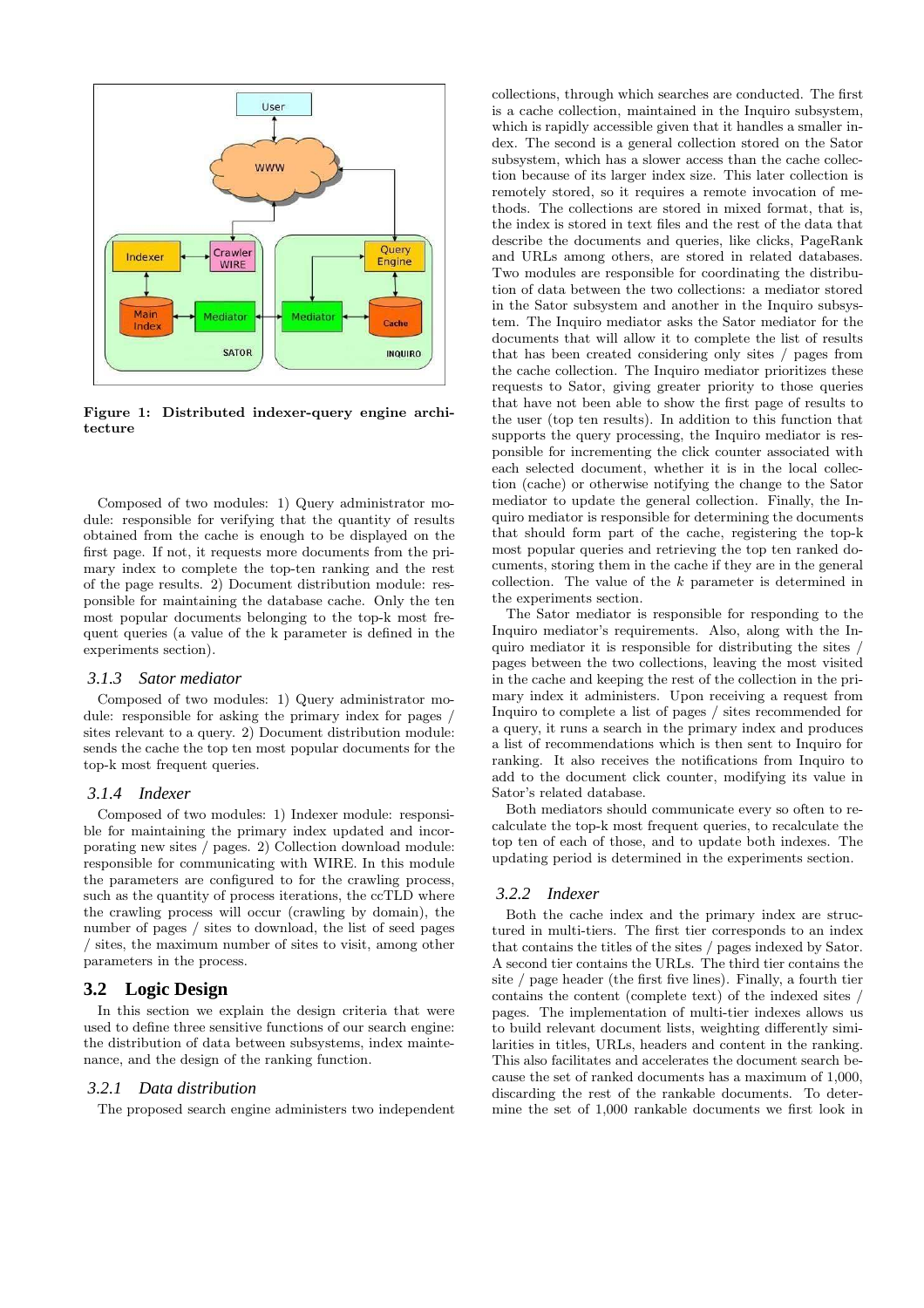**Figure 1: Distributed indexer-query engine architecture**

Composed of two modules: 1) Query administrator module: responsible for verifying that the quantity of results obtained from the cache is enough to be displayed on the first page. If not, it requests more documents from the primary index by to complete the top-ten ranking and the rest of the page results. 2) Document distribution module: responsible for maintaining the database cache. Only the ten most popular documents belonging to the top-k most frequent queries (a value of the k parameter is defined in the experiments section).

### 3.1.3 *Sator mediator*

Composed of two modules: 1) Query administrator module: responsible for asking the primary index for pages / sites relevant to a query. 2) Document distribution module: sends the cache the top ten most popular documents for the top-k most frequent queries.

### 3.1.4 *Indexer*

Composed of two modules: 1) Indexer module: responsible for maintaining the primary index updated and incorporating new sites / pages. 2) Collection download module: responsible for communicating with WIRE. In this module the parameters are configured to for the crawling process, such as the quantity of process iterations, the ccTLD where the crawling process will occur (crawling by domain), the number of pages / sites to download, the list of seed pages / sites, the maximum number of sites to visit, among other parameters in the process.

## 3.2 Logic Design

In this section we explain the design criteria that were used to define three sensitive functions of our search engine: the distribution of data between subsystems, index maintenance, and the design of the ranking function.

### 3.2.1 *Data distribution*

The proposed search engine administers two independent collections, through which searches are conducted. The first is a cache collection, maintained in the Inquiro subsystem, which is rapidly accessible given that it handles a smaller index. The second is a general collection stored on the Sator subsystem, which has a slower access than the cache collection because of its larger index size. This later collection is remotely stored, so it requires a remote invocation of methods. The collections are stored in mixed format, that is, the index is stored in text files and the rest of the data that describe the documents and queries, like clicks, PageRank and URLs among others, are stored in related databases. Two modules are responsible for coordinating the distribution of data between the two collections: a mediator stored in the Sator subsystem and another in the Inquiro subsystem. The Inquiro mediator asks the Sator mediator for the documents that will allow it to complete the list of results that has been created considering only sites / pages from the cache collection. The Inquiro mediator prioritizes these requests to Sator, giving greater priority to those queries that have not been able to show the first page of results to the user (top ten results). In addition to this function that supports the query processing, the Inquiro mediator is responsible for incrementing the click counter associated with each selected document, whether it is in the local collection (cache) or otherwise notifying the change to the Sator mediator to update the general collection. Finally, the Inquiro mediator is responsible for determining the documents that should form part of the cache, registering the top-k most popular queries and retrieving the top ten ranked documents, storing them in the cache if they are in the general collection. The value of the $k$ parameter is determined in the experiments section.

The Sator mediator is responsible for responding to the Inquiro mediator's requirements. Also, along with the Inquiro mediator it is responsible for distributing the sites / pages between the two collections, leaving the most visited in the cache and keeping the rest of the collection in the primary index it administers. Upon receiving a request from Inquiro to complete a list of pages / sites recommended for a query, it runs a search in the primary index and produces a list of recommendations which is then sent to Inquiro for ranking. It also receives the notifications from Inquiro to add to the document click counter, modifying its value in Sator's related database.

Both mediators should communicate every so often to recalculate the top-k most frequent queries, to recalculate the top ten of each of those, and to update both indexes. The updating period is determined in the experiments section.

### 3.2.2 *Indexer*

Both the cache index and the primary index are structured in multi-tiers. The first tier corresponds to an index that contains the titles of the sites / pages indexed by Sator. A second tier contains the URLs. The third tier contains the site / page header (the first five lines). Finally, a fourth tier contains the content (complete text) of the indexed sites / pages. The implementation of multi-tier indexes allows us to build relevant document lists, weighting differently similarities in titles, URLs, headers and content in the ranking. This also facilitates and accelerates the document search because the set of ranked documents has a maximum of 1,000, discarding the rest of the rankable documents. To determine the set of 1,000 rankable documents we first look in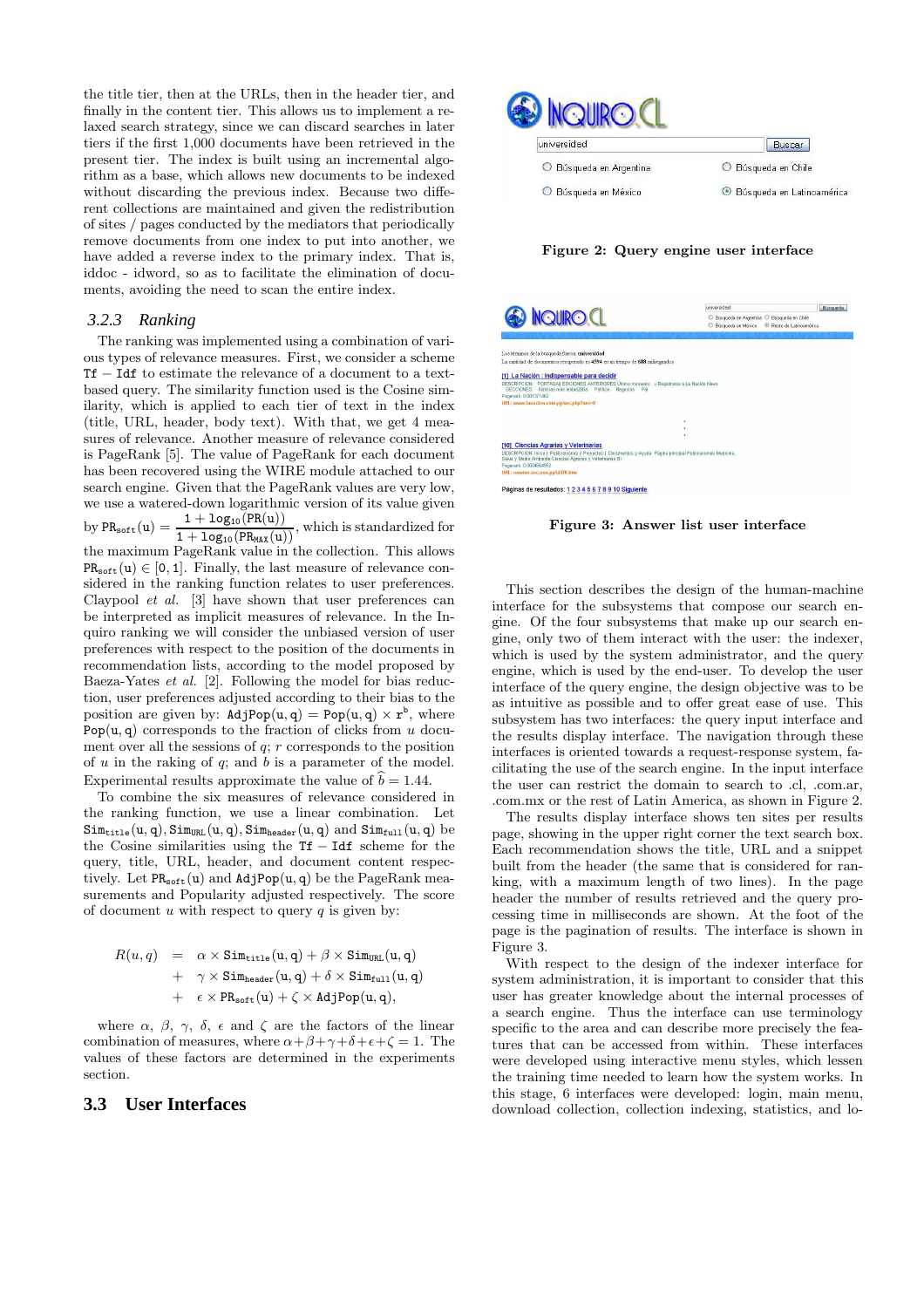the title tier, then at the URLs, then in the header tier, and finally in the content tier. This allows us to implement a relaxed search strategy, since we can discard searches in later tiers if the first 1,000 documents have been retrieved in the present tier. The index is built using an incremental algorithm as a base, which allows new documents to be indexed without discarding the previous index. Because two different collections are maintained and given the redistribution of sites / pages conducted by the mediators that periodically remove documents from one index to put into another, we have added a reverse index to the primary index. That is, iddoc - idword, so as to facilitate the elimination of documents, avoiding the need to scan the entire index.

### 3.2.3 Ranking

The ranking was implemented using a combination of various types of relevance measures. First, we consider a scheme $\mathtt{Tf}-\mathtt{Idf}$ to estimate the relevance of a document to a text-based query. The similarity function used is the Cosine similarity, which is applied to each tier of text in the index (title, URL, header, body text). With that, we get 4 measures of relevance. Another measure of relevance considered is PageRank [5]. The value of PageRank for each document has been recovered using the WIRE module attached to our search engine. Given that the PageRank values are very low, we use a watered-down logarithmic version of its value given by $\mathtt{PR_{soft}}(\mathtt{u}) = \dfrac{1+\log_{10}(\mathtt{PR}(\mathtt{u}))}{1+\log_{10}(\mathtt{PR_{MAX}}(\mathtt{u}))}$, which is standardized for the maximum PageRank value in the collection. This allows $\mathtt{PR_{soft}}(\mathtt{u}) \in [0,1]$. Finally, the last measure of relevance considered in the ranking function relates to user preferences. Claypool *et al.* [3] have shown that user preferences can be interpreted as implicit measures of relevance. In the Inquiro ranking we will consider the unbiased version of user preferences with respect to the position of the documents in recommendation lists, according to the model proposed by Baeza-Yates *et al.* [2]. Following the model for bias reduction, user preferences adjusted according to their bias to the position are given by: $\mathtt{AdjPop}(\mathtt{u},\mathtt{q}) = \mathtt{Pop}(\mathtt{u},\mathtt{q}) \times \mathtt{r}^{\mathtt{b}}$, where $\mathtt{Pop}(\mathtt{u},\mathtt{q})$ corresponds to the fraction of clicks from $u$ document over all the sessions of $q$; $r$ corresponds to the position of $u$ in the raking of $q$; and $b$ is a parameter of the model. Experimental results approximate the value of $\widehat{b} = 1.44$.

To combine the six measures of relevance considered in the ranking function, we use a linear combination. Let $\mathtt{Sim_{title}}(\mathtt{u},\mathtt{q}), \mathtt{Sim_{URL}}(\mathtt{u},\mathtt{q}), \mathtt{Sim_{header}}(\mathtt{u},\mathtt{q})$ and $\mathtt{Sim_{full}}(\mathtt{u},\mathtt{q})$ be the Cosine similarities using the $\mathtt{Tf}-\mathtt{Idf}$ scheme for the query, title, URL, header, and document content respectively. Let $\mathtt{PR_{soft}}(\mathtt{u})$ and $\mathtt{AdjPop}(\mathtt{u},\mathtt{q})$ be the PageRank measurements and Popularity adjusted respectively. The score of document $u$ with respect to query $q$ is given by:

$$
\begin{aligned}
R(u,q) &= \alpha \times \mathtt{Sim_{title}}(\mathtt{u},\mathtt{q}) + \beta \times \mathtt{Sim_{URL}}(\mathtt{u},\mathtt{q}) \\
&+ \gamma \times \mathtt{Sim_{header}}(\mathtt{u},\mathtt{q}) + \delta \times \mathtt{Sim_{full}}(\mathtt{u},\mathtt{q}) \\
&+ \epsilon \times \mathtt{PR_{soft}}(\mathtt{u}) + \zeta \times \mathtt{AdjPop}(\mathtt{u},\mathtt{q}),
\end{aligned}
$$

where $\alpha$, $\beta$, $\gamma$, $\delta$, $\epsilon$ and $\zeta$ are the factors of the linear combination of measures, where $\alpha+\beta+\gamma+\delta+\epsilon+\zeta = 1$. The values of these factors are determined in the experiments section.

## 3.3 User Interfaces

Figure 2: Query engine user interface

Figure 3: Answer list user interface

This section describes the design of the human-machine interface for the subsystems that compose our search engine. Of the four subsystems that make up our search engine, only two of them interact with the user: the indexer, which is used by the system administrator, and the query engine, which is used by the end-user. To develop the user interface of the query engine, the design objective was to be as intuitive as possible and to offer great ease of use. This subsystem has two interfaces: the query input interface and the results display interface. The navigation through these interfaces is oriented towards a request-response system, facilitating the use of the search engine. In the input interface the user can restrict the domain to search to .cl, .com.ar, .com.mx or the rest of Latin America, as shown in Figure 2.

The results display interface shows ten sites per results page, showing in the upper right corner the text search box. Each recommendation shows the title, URL and a snippet built from the header (the same that is considered for ranking, with a maximum length of two lines). In the page header the number of results retrieved and the query processing time in milliseconds are shown. At the foot of the page is the pagination of results. The interface is shown in Figure 3.

With respect to the design of the indexer interface for system administration, it is important to consider that this user has greater knowledge about the internal processes of a search engine. Thus the interface can use terminology specific to the area and can describe more precisely the features that can be accessed from within. These interfaces were developed using interactive menu styles, which lessen the training time needed to learn how the system works. In this stage, 6 interfaces were developed: login, main menu, download collection, collection indexing, statistics, and lo-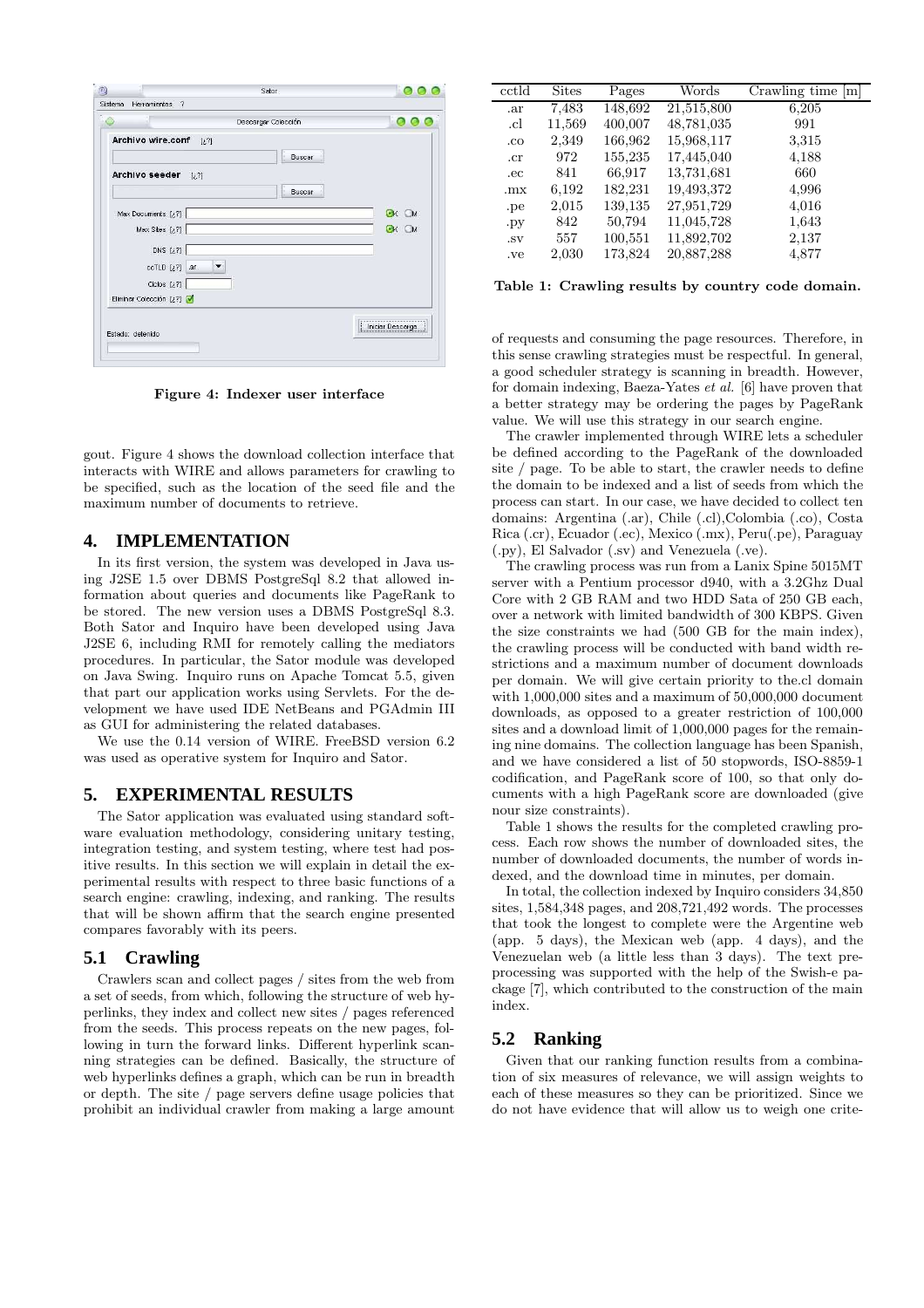Figure 4: Indexer user interface

gout. Figure 4 shows the download collection interface that interacts with WIRE and allows parameters for crawling to be specified, such as the location of the seed file and the maximum number of documents to retrieve.

## 4. IMPLEMENTATION

In its first version, the system was developed in Java using J2SE 1.5 over DBMS PostgreSql 8.2 that allowed information about queries and documents like PageRank to be stored. The new version uses a DBMS PostgreSql 8.3. Both Sator and Inquiro have been developed using Java J2SE 6, including RMI for remotely calling the mediators procedures. In particular, the Sator module was developed on Java Swing. Inquiro runs on Apache Tomcat 5.5, given that part our application works using Servlets. For the development we have used IDE NetBeans and PGAdmin III as GUI for administering the related databases.

We use the 0.14 version of WIRE. FreeBSD version 6.2 was used as operative system for Inquiro and Sator.

## 5. EXPERIMENTAL RESULTS

The Sator application was evaluated using standard software evaluation methodology, considering unitary testing, integration testing, and system testing, where test had positive results. In this section we will explain in detail the experimental results with respect to three basic functions of a search engine: crawling, indexing, and ranking. The results that will be shown affirm that the search engine presented compares favorably with its peers.

### 5.1 Crawling

Crawlers scan and collect pages / sites from the web from a set of seeds, from which, following the structure of web hyperlinks, they index and collect new sites / pages referenced from the seeds. This process repeats on the new pages, following in turn the forward links. Different hyperlink scanning strategies can be defined. Basically, the structure of web hyperlinks defines a graph, which can be run in breadth or depth. The site / page servers define usage policies that prohibit an individual crawler from making a large amount of requests and consuming the page resources. Therefore, in this sense crawling strategies must be respectful. In general, a good scheduler strategy is scanning in breadth. However, for domain indexing, Baeza-Yates *et al.* [6] have proven that a better strategy may be ordering the pages by PageRank value. We will use this strategy in our search engine.

The crawler implemented through WIRE lets a scheduler be defined according to the PageRank of the downloaded site / page. To be able to start, the crawler needs to define the domain to be indexed and a list of seeds from which the process can start. In our case, we have decided to collect ten domains: Argentina (.ar), Chile (.cl),Colombia (.co), Costa Rica (.cr), Ecuador (.ec), Mexico (.mx), Peru(.pe), Paraguay (.py), El Salvador (.sv) and Venezuela (.ve).

The crawling process was run from a Lanix Spine 5015MT server with a Pentium processor d940, with a 3.2Ghz Dual Core with 2 GB RAM and two HDD Sata of 250 GB each, over a network with limited bandwidth of 300 KBPS. Given the size constraints we had (500 GB for the main index), the crawling process will be conducted with band width restrictions and a maximum number of document downloads per domain. We will give certain priority to the.cl domain with 1,000,000 sites and a maximum of 50,000,000 document downloads, as opposed to a greater restriction of 100,000 sites and a download limit of 1,000,000 pages for the remaining nine domains. The collection language has been Spanish, and we have considered a list of 50 stopwords, ISO-8859-1 codification, and PageRank score of 100, so that only documents with a high PageRank score are downloaded (give nour size constraints).

| cctld | Sites | Pages | Words | Crawling time [m] |
|---|---|---|---|---|
| .ar | 7,483 | 148,692 | 21,515,800 | 6,205 |
| .cl | 11,569 | 400,007 | 48,781,035 | 991 |
| .co | 2,349 | 166,962 | 15,968,117 | 3,315 |
| .cr | 972 | 155,235 | 17,445,040 | 4,188 |
| .ec | 841 | 66,917 | 13,731,681 | 660 |
| .mx | 6,192 | 182,231 | 19,493,372 | 4,996 |
| .pe | 2,015 | 139,135 | 27,951,729 | 4,016 |
| .py | 842 | 50,794 | 11,045,728 | 1,643 |
| .sv | 557 | 100,551 | 11,892,702 | 2,137 |
| .ve | 2,030 | 173,824 | 20,887,288 | 4,877 |

**Table 1: Crawling results by country code domain.**

Table 1 shows the results for the completed crawling process. Each row shows the number of downloaded sites, the number of downloaded documents, the number of words indexed, and the download time in minutes, per domain.

In total, the collection indexed by Inquiro considers 34,850 sites, 1,584,348 pages, and 208,721,492 words. The processes that took the longest to complete were the Argentine web (app. 5 days), the Mexican web (app. 4 days), and the Venezuelan web (a little less than 3 days). The text preprocessing was supported with the help of the Swish-e package [7], which contributed to the construction of the main index.

### 5.2 Ranking

Given that our ranking function results from a combination of six measures of relevance, we will assign weights to each of these measures so they can be prioritized. Since we do not have evidence that will allow us to weigh one crite-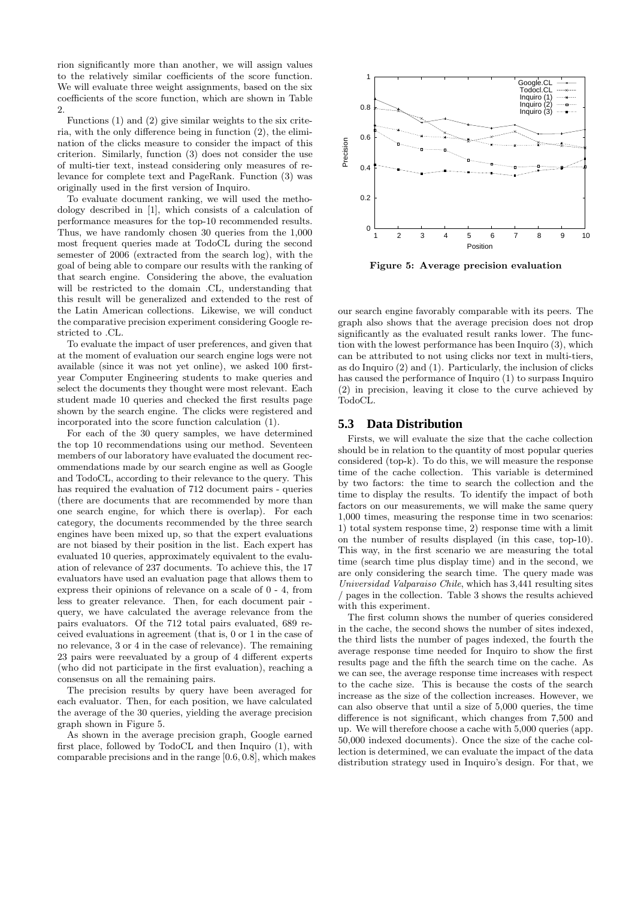rion significantly more than another, we will assign values to the relatively similar coefficients of the score function. We will evaluate three weight assignments, based on the six coefficients of the score function, which are shown in Table 2.

Functions (1) and (2) give similar weights to the six criteria, with the only difference being in function (2), the elimination of the clicks measure to consider the impact of this criterion. Similarly, function (3) does not consider the use of multi-tier text, instead considering only measures of relevance for complete text and PageRank. Function (3) was originally used in the first version of Inquiro.

To evaluate document ranking, we will used the methodology described in [1], which consists of a calculation of performance measures for the top-10 recommended results. Thus, we have randomly chosen 30 queries from the 1,000 most frequent queries made at TodoCL during the second semester of 2006 (extracted from the search log), with the goal of being able to compare our results with the ranking of that search engine. Considering the above, the evaluation will be restricted to the domain .CL, understanding that this result will be generalized and extended to the rest of the Latin American collections. Likewise, we will conduct the comparative precision experiment considering Google restricted to .CL.

To evaluate the impact of user preferences, and given that at the moment of evaluation our search engine logs were not available (since it was not yet online), we asked 100 first-year Computer Engineering students to make queries and select the documents they thought were most relevant. Each student made 10 queries and checked the first results page shown by the search engine. The clicks were registered and incorporated into the score function calculation (1).

For each of the 30 query samples, we have determined the top 10 recommendations using our method. Seventeen members of our laboratory have evaluated the document recommendations made by our search engine as well as Google and TodoCL, according to their relevance to the query. This has required the evaluation of 712 document pairs - queries (there are documents that are recommended by more than one search engine, for which there is overlap). For each category, the documents recommended by the three search engines have been mixed up, so that the expert evaluations are not biased by their position in the list. Each expert has evaluated 10 queries, approximately equivalent to the evaluation of relevance of 237 documents. To achieve this, the 17 evaluators have used an evaluation page that allows them to express their opinions of relevance on a scale of 0 - 4, from less to greater relevance. Then, for each document pair - query, we have calculated the average relevance from the pairs evaluators. Of the 712 total pairs evaluated, 689 received evaluations in agreement (that is, 0 or 1 in the case of no relevance, 3 or 4 in the case of relevance). The remaining 23 pairs were reevaluated by a group of 4 different experts (who did not participate in the first evaluation), reaching a consensus on all the remaining pairs.

The precision results by query have been averaged for each evaluator. Then, for each position, we have calculated the average of the 30 queries, yielding the average precision graph shown in Figure 5.

As shown in the average precision graph, Google earned first place, followed by TodoCL and then Inquiro (1), with comparable precisions and in the range [0.6, 0.8], which makes our search engine favorably comparable with its peers. The graph also shows that the average precision does not drop significantly as the evaluated result ranks lower. The function with the lowest performance has been Inquiro (3), which can be attributed to not using clicks nor text in multi-tiers, as do Inquiro (2) and (1). Particularly, the inclusion of clicks has caused the performance of Inquiro (1) to surpass Inquiro (2) in precision, leaving it close to the curve achieved by TodoCL.

**Figure 5: Average precision evaluation**

## 5.3 Data Distribution

Firsts, we will evaluate the size that the cache collection should be in relation to the quantity of most popular queries considered (top-k). To do this, we will measure the response time of the cache collection. This variable is determined by two factors: the time to search the collection and the time to display the results. To identify the impact of both factors on our measurements, we will make the same query 1,000 times, measuring the response time in two scenarios: 1) total system response time, 2) response time with a limit on the number of results displayed (in this case, top-10). This way, in the first scenario we are measuring the total time (search time plus display time) and in the second, we are only considering the search time. The query made was *Universidad Valparaiso Chile*, which has 3,441 resulting sites / pages in the collection. Table 3 shows the results achieved with this experiment.

The first column shows the number of queries considered in the cache, the second shows the number of sites indexed, the third lists the number of pages indexed, the fourth the average response time needed for Inquiro to show the first results page and the fifth the search time on the cache. As we can see, the average response time increases with respect to the cache size. This is because the costs of the search increase as the size of the collection increases. However, we can also observe that until a size of 5,000 queries, the time difference is not significant, which changes from 7,500 and up. We will therefore choose a cache with 5,000 queries (app. 50,000 indexed documents). Once the size of the cache collection is determined, we can evaluate the impact of the data distribution strategy used in Inquiro's design. For that, we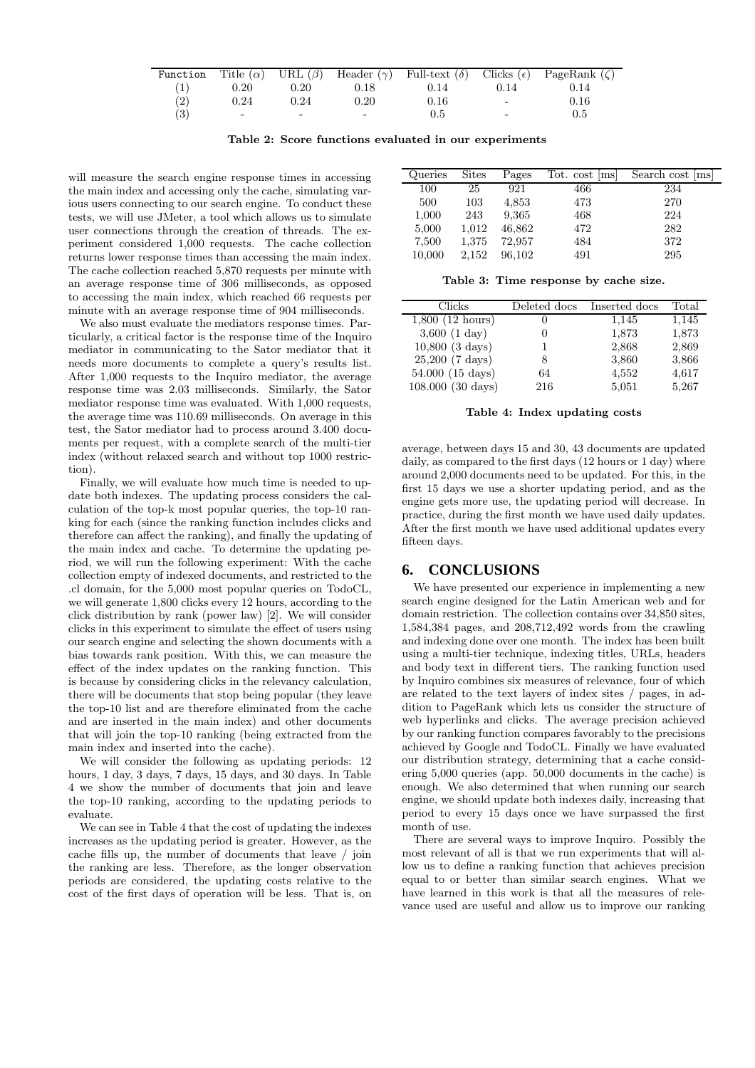| Function | Title ($\alpha$) | URL ($\beta$) | Header ($\gamma$) | Full-text ($\delta$) | Clicks ($\epsilon$) | PageRank ($\zeta$) |
|---|---|---|---|---|---|---|
| (1) | 0.20 | 0.20 | 0.18 | 0.14 | 0.14 | 0.14 |
| (2) | 0.24 | 0.24 | 0.20 | 0.16 | - | 0.16 |
| (3) | - | - | - | 0.5 | - | 0.5 |

**Table 2: Score functions evaluated in our experiments**

will measure the search engine response times in accessing the main index and accessing only the cache, simulating various users connecting to our search engine. To conduct these tests, we will use JMeter, a tool which allows us to simulate user connections through the creation of threads. The experiment considered 1,000 requests. The cache collection returns lower response times than accessing the main index. The cache collection reached 5,870 requests per minute with an average response time of 306 milliseconds, as opposed to accessing the main index, which reached 66 requests per minute with an average response time of 904 milliseconds.

We also must evaluate the mediators response times. Particularly, a critical factor is the response time of the Inquiro mediator in communicating to the Sator mediator that it needs more documents to complete a query's results list. After 1,000 requests to the Inquiro mediator, the average response time was 2.03 milliseconds. Similarly, the Sator mediator response time was evaluated. With 1,000 requests, the average time was 110.69 milliseconds. On average in this test, the Sator mediator had to process around 3.400 documents per request, with a complete search of the multi-tier index (without relaxed search and without top 1000 restriction).

Finally, we will evaluate how much time is needed to update both indexes. The updating process considers the calculation of the top-k most popular queries, the top-10 ranking for each (since the ranking function includes clicks and therefore can affect the ranking), and finally the updating of the main index and cache. To determine the updating period, we will run the following experiment: With the cache collection empty of indexed documents, and restricted to the .cl domain, for the 5,000 most popular queries on TodoCL, we will generate 1,800 clicks every 12 hours, according to the click distribution by rank (power law) [2]. We will consider clicks in this experiment to simulate the effect of users using our search engine and selecting the shown documents with a bias towards rank position. With this, we can measure the effect of the index updates on the ranking function. This is because by considering clicks in the relevancy calculation, there will be documents that stop being popular (they leave the top-10 list and are therefore eliminated from the cache and are inserted in the main index) and other documents that will join the top-10 ranking (being extracted from the main index and inserted into the cache).

We will consider the following as updating periods: 12 hours, 1 day, 3 days, 7 days, 15 days, and 30 days. In Table 4 we show the number of documents that join and leave the top-10 ranking, according to the updating periods to evaluate.

We can see in Table 4 that the cost of updating the indexes increases as the updating period is greater. However, as the cache fills up, the number of documents that leave / join the ranking are less. Therefore, as the longer observation periods are considered, the updating costs relative to the cost of the first days of operation will be less. That is, on average, between days 15 and 30, 43 documents are updated daily, as compared to the first days (12 hours or 1 day) where around 2,000 documents need to be updated. For this, in the first 15 days we use a shorter updating period, and as the engine gets more use, the updating period will decrease. In practice, during the first month we have used daily updates. After the first month we have used additional updates every fifteen days.

| Queries | Sites | Pages | Tot. cost [ms] | Search cost [ms] |
|---|---|---|---|---|
| 100 | 25 | 921 | 466 | 234 |
| 500 | 103 | 4,853 | 473 | 270 |
| 1,000 | 243 | 9,365 | 468 | 224 |
| 5,000 | 1,012 | 46,862 | 472 | 282 |
| 7,500 | 1,375 | 72,957 | 484 | 372 |
| 10,000 | 2,152 | 96,102 | 491 | 295 |

**Table 3: Time response by cache size.**

| Clicks | Deleted docs | Inserted docs | Total |
|---|---|---|---|
| 1,800 (12 hours) | 0 | 1,145 | 1,145 |
| 3,600 (1 day) | 0 | 1,873 | 1,873 |
| 10,800 (3 days) | 1 | 2,868 | 2,869 |
| 25,200 (7 days) | 8 | 3,860 | 3,866 |
| 54.000 (15 days) | 64 | 4,552 | 4,617 |
| 108.000 (30 days) | 216 | 5,051 | 5,267 |

**Table 4: Index updating costs**

## 6. CONCLUSIONS

We have presented our experience in implementing a new search engine designed for the Latin American web and for domain restriction. The collection contains over 34,850 sites, 1,584,384 pages, and 208,712,492 words from the crawling and indexing done over one month. The index has been built using a multi-tier technique, indexing titles, URLs, headers and body text in different tiers. The ranking function used by Inquiro combines six measures of relevance, four of which are related to the text layers of index sites / pages, in addition to PageRank which lets us consider the structure of web hyperlinks and clicks. The average precision achieved by our ranking function compares favorably to the precisions achieved by Google and TodoCL. Finally we have evaluated our distribution strategy, determining that a cache considering 5,000 queries (app. 50,000 documents in the cache) is enough. We also determined that when running our search engine, we should update both indexes daily, increasing that period to every 15 days once we have surpassed the first month of use.

There are several ways to improve Inquiro. Possibly the most relevant of all is that we run experiments that will allow us to define a ranking function that achieves precision equal to or better than similar search engines. What we have learned in this work is that all the measures of relevance used are useful and allow us to improve our ranking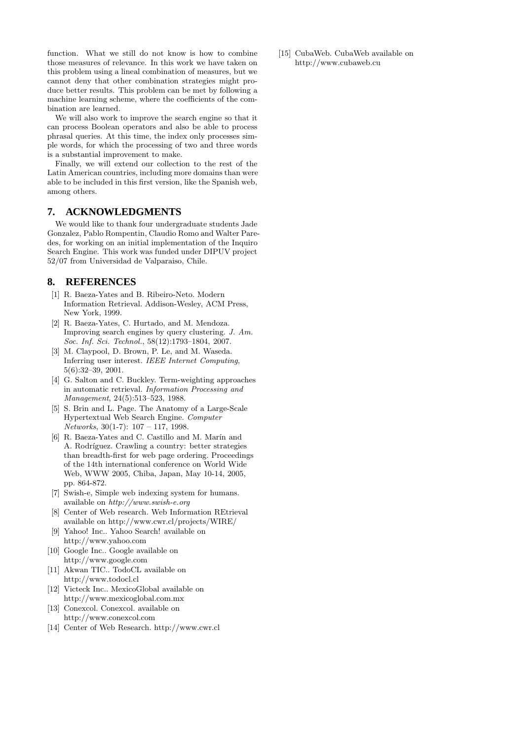function. What we still do not know is how to combine those measures of relevance. In this work we have taken on this problem using a lineal combination of measures, but we cannot deny that other combination strategies might produce better results. This problem can be met by following a machine learning scheme, where the coefficients of the combination are learned.

We will also work to improve the search engine so that it can process Boolean operators and also be able to process phrasal queries. At this time, the index only processes simple words, for which the processing of two and three words is a substantial improvement to make.

Finally, we will extend our collection to the rest of the Latin American countries, including more domains than were able to be included in this first version, like the Spanish web, among others.

## 7. ACKNOWLEDGMENTS

We would like to thank four undergraduate students Jade Gonzalez, Pablo Rompentin, Claudio Romo and Walter Paredes, for working on an initial implementation of the Inquiro Search Engine. This work was funded under DIPUV project 52/07 from Universidad de Valparaiso, Chile.

## 8. REFERENCES

[1] R. Baeza-Yates and B. Ribeiro-Neto. Modern Information Retrieval. Addison-Wesley, ACM Press, New York, 1999.

[2] R. Baeza-Yates, C. Hurtado, and M. Mendoza. Improving search engines by query clustering. *J. Am. Soc. Inf. Sci. Technol.*, 58(12):1793–1804, 2007.

[3] M. Claypool, D. Brown, P. Le, and M. Waseda. Inferring user interest. *IEEE Internet Computing*, 5(6):32–39, 2001.

[4] G. Salton and C. Buckley. Term-weighting approaches in automatic retrieval. *Information Processing and Management*, 24(5):513–523, 1988.

[5] S. Brin and L. Page. The Anatomy of a Large-Scale Hypertextual Web Search Engine. *Computer Networks*, 30(1-7): 107 – 117, 1998.

[6] R. Baeza-Yates and C. Castillo and M. Marín and A. Rodríguez. Crawling a country: better strategies than breadth-first for web page ordering. Proceedings of the 14th international conference on World Wide Web, WWW 2005, Chiba, Japan, May 10-14, 2005, pp. 864-872.

[7] Swish-e, Simple web indexing system for humans. available on *http://www.swish-e.org*

[8] Center of Web research. Web Information REtrieval available on http://www.cwr.cl/projects/WIRE/

[9] Yahoo! Inc.. Yahoo Search! available on http://www.yahoo.com

[10] Google Inc.. Google available on http://www.google.com

[11] Akwan TIC.. TodoCL available on http://www.todocl.cl

[12] Victeck Inc.. MexicoGlobal available on http://www.mexicoglobal.com.mx

[13] Conexcol. Conexcol. available on http://www.conexcol.com

[14] Center of Web Research. http://www.cwr.cl

[15] CubaWeb. CubaWeb available on http://www.cubaweb.cu